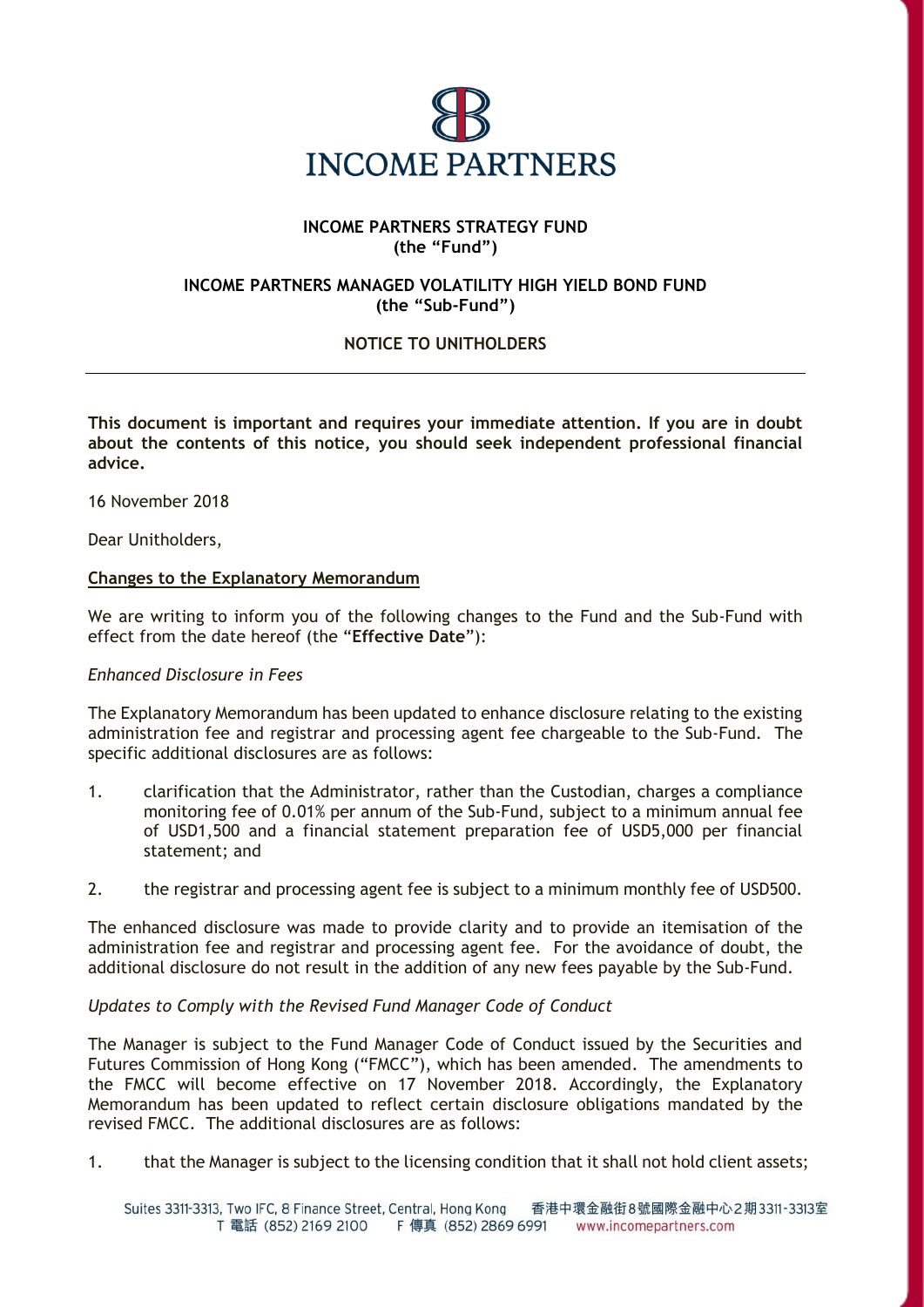**INCOME PARTNERS**

**INCOME PARTNERS STRATEGY FUND**
**(the "Fund")**

**INCOME PARTNERS MANAGED VOLATILITY HIGH YIELD BOND FUND**
**(the "Sub-Fund")**

**NOTICE TO UNITHOLDERS**

---

**This document is important and requires your immediate attention. If you are in doubt about the contents of this notice, you should seek independent professional financial advice.**

16 November 2018

Dear Unitholders,

**Changes to the Explanatory Memorandum**

We are writing to inform you of the following changes to the Fund and the Sub-Fund with effect from the date hereof (the "**Effective Date**"):

*Enhanced Disclosure in Fees*

The Explanatory Memorandum has been updated to enhance disclosure relating to the existing administration fee and registrar and processing agent fee chargeable to the Sub-Fund. The specific additional disclosures are as follows:

1. clarification that the Administrator, rather than the Custodian, charges a compliance monitoring fee of 0.01% per annum of the Sub-Fund, subject to a minimum annual fee of USD1,500 and a financial statement preparation fee of USD5,000 per financial statement; and

2. the registrar and processing agent fee is subject to a minimum monthly fee of USD500.

The enhanced disclosure was made to provide clarity and to provide an itemisation of the administration fee and registrar and processing agent fee. For the avoidance of doubt, the additional disclosure do not result in the addition of any new fees payable by the Sub-Fund.

*Updates to Comply with the Revised Fund Manager Code of Conduct*

The Manager is subject to the Fund Manager Code of Conduct issued by the Securities and Futures Commission of Hong Kong ("FMCC"), which has been amended. The amendments to the FMCC will become effective on 17 November 2018. Accordingly, the Explanatory Memorandum has been updated to reflect certain disclosure obligations mandated by the revised FMCC. The additional disclosures are as follows:

1. that the Manager is subject to the licensing condition that it shall not hold client assets;

Suites 3311-3313, Two IFC, 8 Finance Street, Central, Hong Kong 香港中環金融街8號國際金融中心2期3311-3313室
T 電話 (852) 2169 2100 F 傳真 (852) 2869 6991 www.incomepartners.com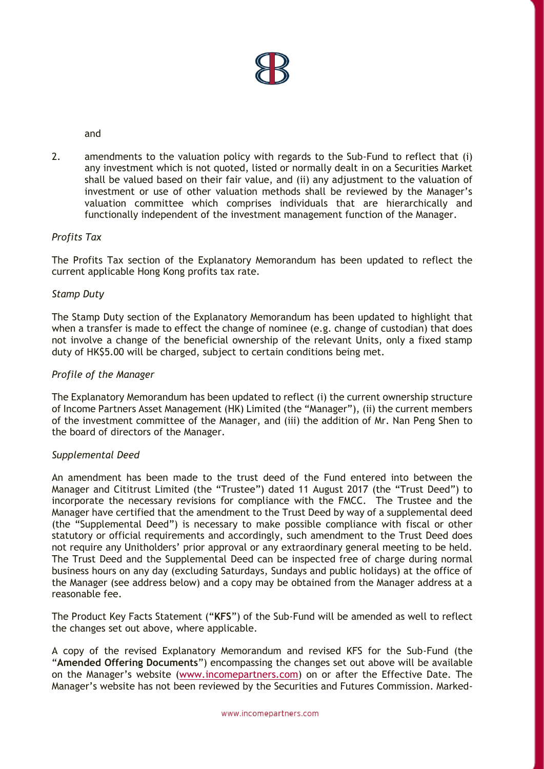and

2. amendments to the valuation policy with regards to the Sub-Fund to reflect that (i) any investment which is not quoted, listed or normally dealt in on a Securities Market shall be valued based on their fair value, and (ii) any adjustment to the valuation of investment or use of other valuation methods shall be reviewed by the Manager's valuation committee which comprises individuals that are hierarchically and functionally independent of the investment management function of the Manager.

*Profits Tax*

The Profits Tax section of the Explanatory Memorandum has been updated to reflect the current applicable Hong Kong profits tax rate.

*Stamp Duty*

The Stamp Duty section of the Explanatory Memorandum has been updated to highlight that when a transfer is made to effect the change of nominee (e.g. change of custodian) that does not involve a change of the beneficial ownership of the relevant Units, only a fixed stamp duty of HK$5.00 will be charged, subject to certain conditions being met.

*Profile of the Manager*

The Explanatory Memorandum has been updated to reflect (i) the current ownership structure of Income Partners Asset Management (HK) Limited (the "Manager"), (ii) the current members of the investment committee of the Manager, and (iii) the addition of Mr. Nan Peng Shen to the board of directors of the Manager.

*Supplemental Deed*

An amendment has been made to the trust deed of the Fund entered into between the Manager and Cititrust Limited (the "Trustee") dated 11 August 2017 (the "Trust Deed") to incorporate the necessary revisions for compliance with the FMCC. The Trustee and the Manager have certified that the amendment to the Trust Deed by way of a supplemental deed (the "Supplemental Deed") is necessary to make possible compliance with fiscal or other statutory or official requirements and accordingly, such amendment to the Trust Deed does not require any Unitholders' prior approval or any extraordinary general meeting to be held. The Trust Deed and the Supplemental Deed can be inspected free of charge during normal business hours on any day (excluding Saturdays, Sundays and public holidays) at the office of the Manager (see address below) and a copy may be obtained from the Manager address at a reasonable fee.

The Product Key Facts Statement ("**KFS**") of the Sub-Fund will be amended as well to reflect the changes set out above, where applicable.

A copy of the revised Explanatory Memorandum and revised KFS for the Sub-Fund (the "**Amended Offering Documents**") encompassing the changes set out above will be available on the Manager's website (www.incomepartners.com) on or after the Effective Date. The Manager's website has not been reviewed by the Securities and Futures Commission. Marked-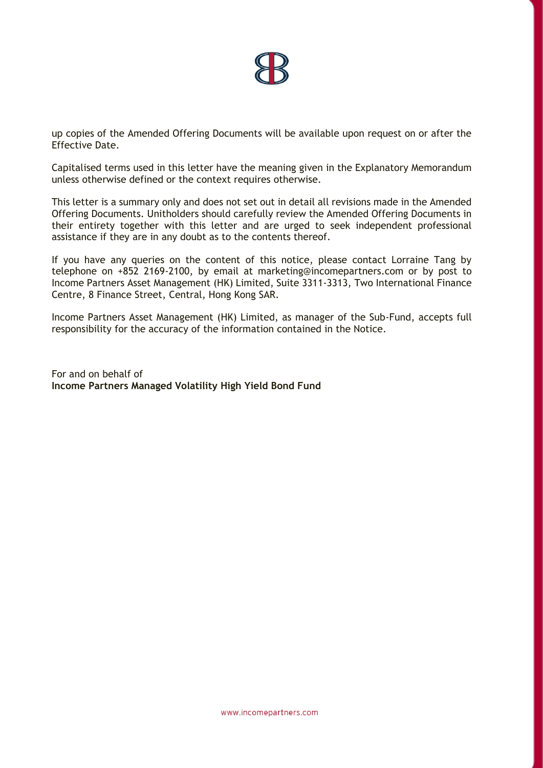up copies of the Amended Offering Documents will be available upon request on or after the Effective Date.

Capitalised terms used in this letter have the meaning given in the Explanatory Memorandum unless otherwise defined or the context requires otherwise.

This letter is a summary only and does not set out in detail all revisions made in the Amended Offering Documents. Unitholders should carefully review the Amended Offering Documents in their entirety together with this letter and are urged to seek independent professional assistance if they are in any doubt as to the contents thereof.

If you have any queries on the content of this notice, please contact Lorraine Tang by telephone on +852 2169-2100, by email at marketing@incomepartners.com or by post to Income Partners Asset Management (HK) Limited, Suite 3311-3313, Two International Finance Centre, 8 Finance Street, Central, Hong Kong SAR.

Income Partners Asset Management (HK) Limited, as manager of the Sub-Fund, accepts full responsibility for the accuracy of the information contained in the Notice.

For and on behalf of
**Income Partners Managed Volatility High Yield Bond Fund**